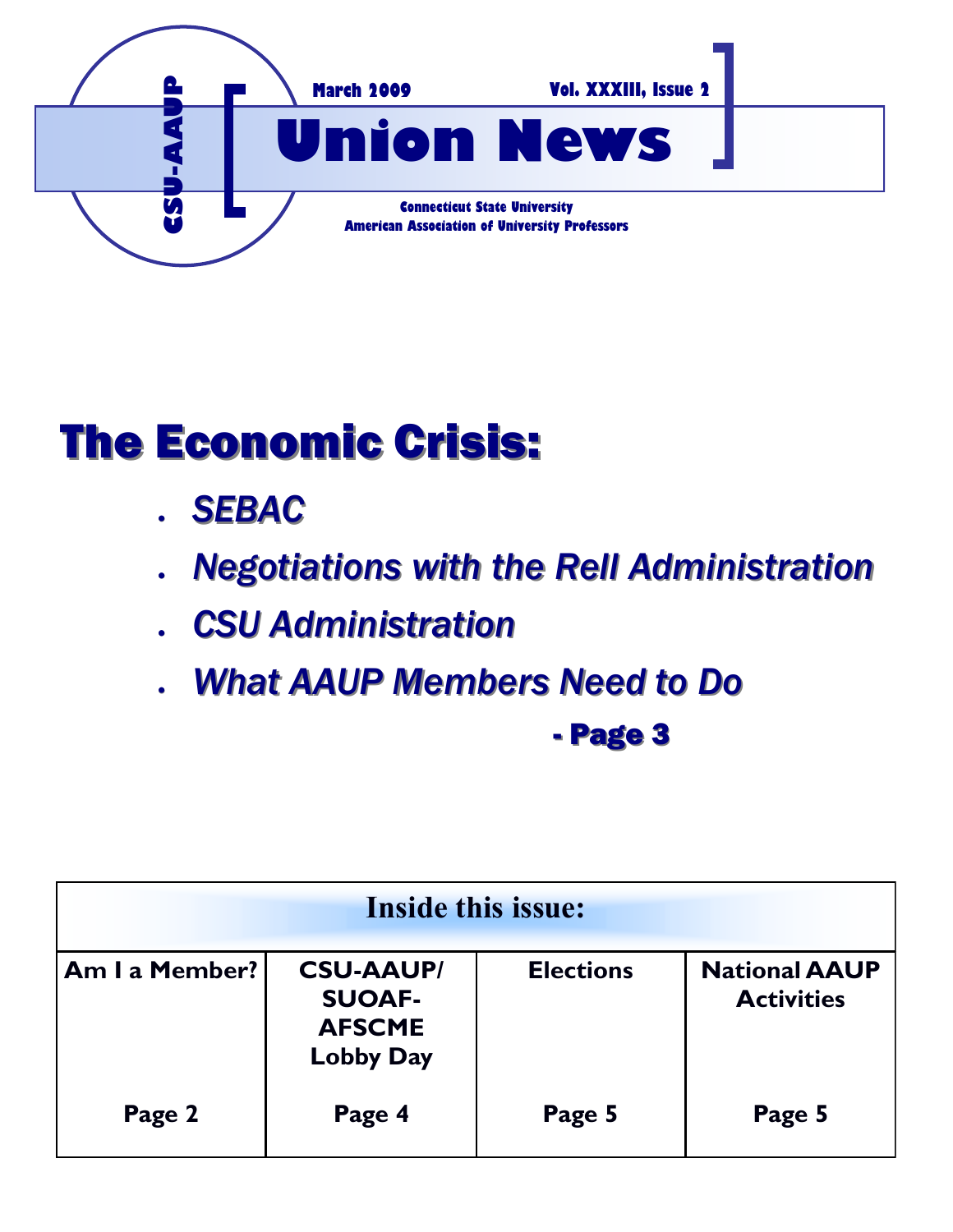CSU-AAUP

March 2009 Vol. XXXIII, Issue 2

# Union News

Connecticut State University
American Association of University Professors

## The Economic Crisis:

- *SEBAC*
- *Negotiations with the Rell Administration*
- *CSU Administration*
- *What AAUP Members Need to Do*

**- Page 3**

| Inside this issue: | | | |
|---|---|---|---|
| Am I a Member? | CSU-AAUP/ SUOAF-AFSCME Lobby Day | Elections | National AAUP Activities |
| Page 2 | Page 4 | Page 5 | Page 5 |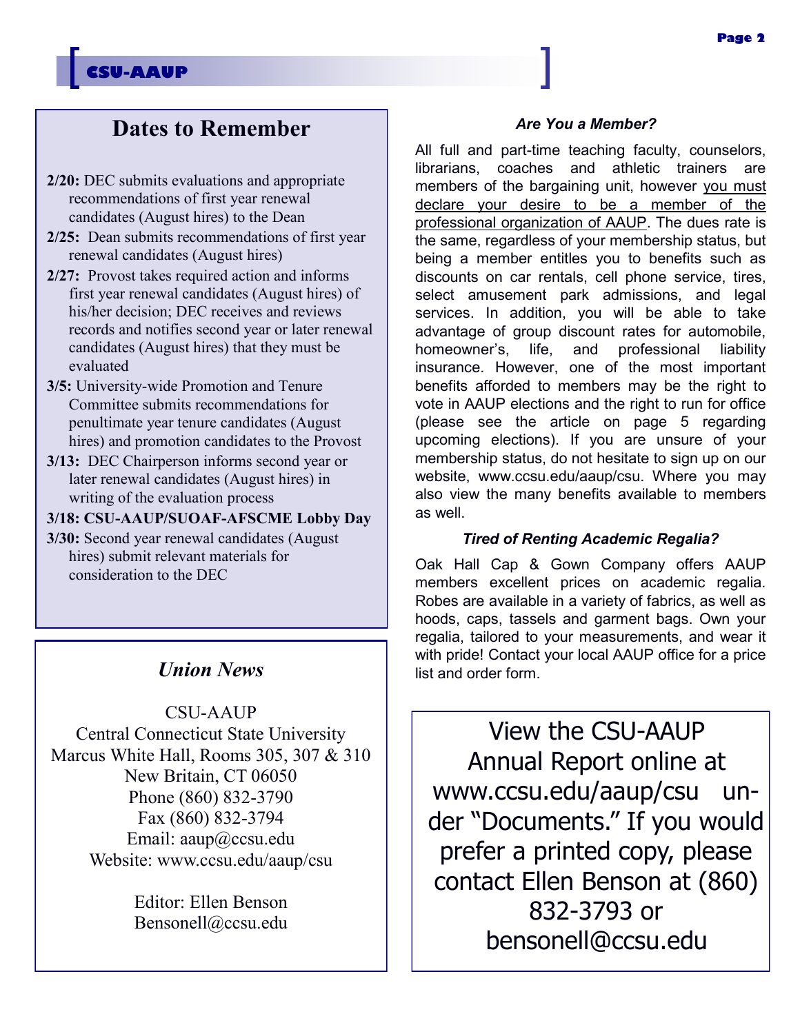## Dates to Remember

- **2/20:** DEC submits evaluations and appropriate recommendations of first year renewal candidates (August hires) to the Dean
- **2/25:** Dean submits recommendations of first year renewal candidates (August hires)
- **2/27:** Provost takes required action and informs first year renewal candidates (August hires) of his/her decision; DEC receives and reviews records and notifies second year or later renewal candidates (August hires) that they must be evaluated
- **3/5:** University-wide Promotion and Tenure Committee submits recommendations for penultimate year tenure candidates (August hires) and promotion candidates to the Provost
- **3/13:** DEC Chairperson informs second year or later renewal candidates (August hires) in writing of the evaluation process
- **3/18: CSU-AAUP/SUOAF-AFSCME Lobby Day**
- **3/30:** Second year renewal candidates (August hires) submit relevant materials for consideration to the DEC

## *Union News*

CSU-AAUP
Central Connecticut State University
Marcus White Hall, Rooms 305, 307 & 310
New Britain, CT 06050
Phone (860) 832-3790
Fax (860) 832-3794
Email: aaup@ccsu.edu
Website: www.ccsu.edu/aaup/csu

Editor: Ellen Benson
Bensonell@ccsu.edu

### *Are You a Member?*

All full and part-time teaching faculty, counselors, librarians, coaches and athletic trainers are members of the bargaining unit, however you must declare your desire to be a member of the professional organization of AAUP. The dues rate is the same, regardless of your membership status, but being a member entitles you to benefits such as discounts on car rentals, cell phone service, tires, select amusement park admissions, and legal services. In addition, you will be able to take advantage of group discount rates for automobile, homeowner's, life, and professional liability insurance. However, one of the most important benefits afforded to members may be the right to vote in AAUP elections and the right to run for office (please see the article on page 5 regarding upcoming elections). If you are unsure of your membership status, do not hesitate to sign up on our website, www.ccsu.edu/aaup/csu. Where you may also view the many benefits available to members as well.

### *Tired of Renting Academic Regalia?*

Oak Hall Cap & Gown Company offers AAUP members excellent prices on academic regalia. Robes are available in a variety of fabrics, as well as hoods, caps, tassels and garment bags. Own your regalia, tailored to your measurements, and wear it with pride! Contact your local AAUP office for a price list and order form.

View the CSU-AAUP Annual Report online at www.ccsu.edu/aaup/csu under "Documents." If you would prefer a printed copy, please contact Ellen Benson at (860) 832-3793 or bensonell@ccsu.edu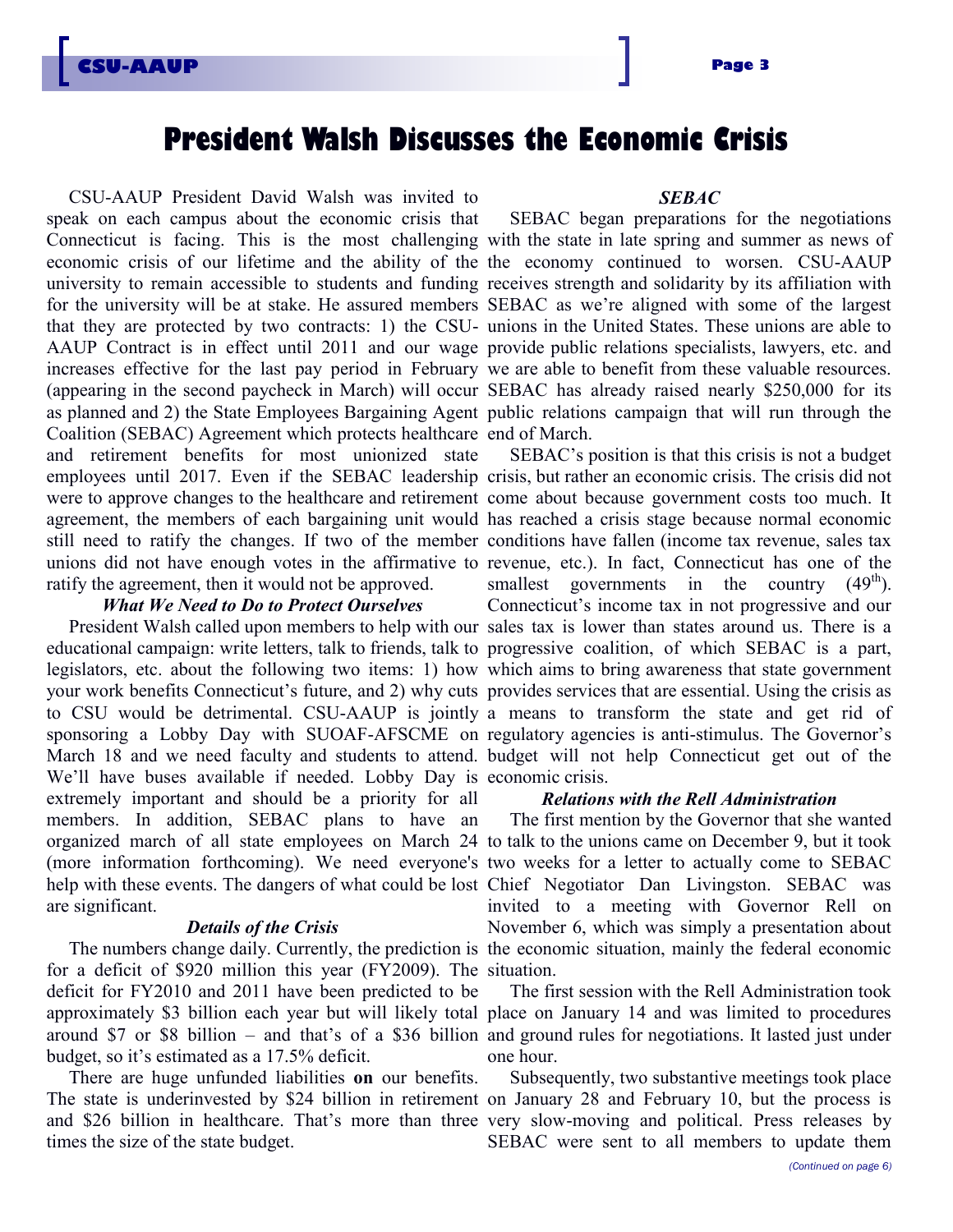# President Walsh Discusses the Economic Crisis

CSU-AAUP President David Walsh was invited to speak on each campus about the economic crisis that Connecticut is facing. This is the most challenging economic crisis of our lifetime and the ability of the university to remain accessible to students and funding for the university will be at stake. He assured members that they are protected by two contracts: 1) the CSU-AAUP Contract is in effect until 2011 and our wage increases effective for the last pay period in February (appearing in the second paycheck in March) will occur as planned and 2) the State Employees Bargaining Agent Coalition (SEBAC) Agreement which protects healthcare and retirement benefits for most unionized state employees until 2017. Even if the SEBAC leadership were to approve changes to the healthcare and retirement agreement, the members of each bargaining unit would still need to ratify the changes. If two of the member unions did not have enough votes in the affirmative to ratify the agreement, then it would not be approved.

### *What We Need to Do to Protect Ourselves*

President Walsh called upon members to help with our educational campaign: write letters, talk to friends, talk to legislators, etc. about the following two items: 1) how your work benefits Connecticut's future, and 2) why cuts to CSU would be detrimental. CSU-AAUP is jointly sponsoring a Lobby Day with SUOAF-AFSCME on March 18 and we need faculty and students to attend. We'll have buses available if needed. Lobby Day is extremely important and should be a priority for all members. In addition, SEBAC plans to have an organized march of all state employees on March 24 (more information forthcoming). We need everyone's help with these events. The dangers of what could be lost are significant.

### *Details of the Crisis*

The numbers change daily. Currently, the prediction is for a deficit of $920 million this year (FY2009). The deficit for FY2010 and 2011 have been predicted to be approximately $3 billion each year but will likely total around $7 or $8 billion – and that's of a $36 billion budget, so it's estimated as a 17.5% deficit.

There are huge unfunded liabilities **on** our benefits. The state is underinvested by $24 billion in retirement and $26 billion in healthcare. That's more than three times the size of the state budget.

### *SEBAC*

SEBAC began preparations for the negotiations with the state in late spring and summer as news of the economy continued to worsen. CSU-AAUP receives strength and solidarity by its affiliation with SEBAC as we're aligned with some of the largest unions in the United States. These unions are able to provide public relations specialists, lawyers, etc. and we are able to benefit from these valuable resources. SEBAC has already raised nearly $250,000 for its public relations campaign that will run through the end of March.

SEBAC's position is that this crisis is not a budget crisis, but rather an economic crisis. The crisis did not come about because government costs too much. It has reached a crisis stage because normal economic conditions have fallen (income tax revenue, sales tax revenue, etc.). In fact, Connecticut has one of the smallest governments in the country (49th). Connecticut's income tax in not progressive and our sales tax is lower than states around us. There is a progressive coalition, of which SEBAC is a part, which aims to bring awareness that state government provides services that are essential. Using the crisis as a means to transform the state and get rid of regulatory agencies is anti-stimulus. The Governor's budget will not help Connecticut get out of the economic crisis.

### *Relations with the Rell Administration*

The first mention by the Governor that she wanted to talk to the unions came on December 9, but it took two weeks for a letter to actually come to SEBAC Chief Negotiator Dan Livingston. SEBAC was invited to a meeting with Governor Rell on November 6, which was simply a presentation about the economic situation, mainly the federal economic situation.

The first session with the Rell Administration took place on January 14 and was limited to procedures and ground rules for negotiations. It lasted just under one hour.

Subsequently, two substantive meetings took place on January 28 and February 10, but the process is very slow-moving and political. Press releases by SEBAC were sent to all members to update them

*(Continued on page 6)*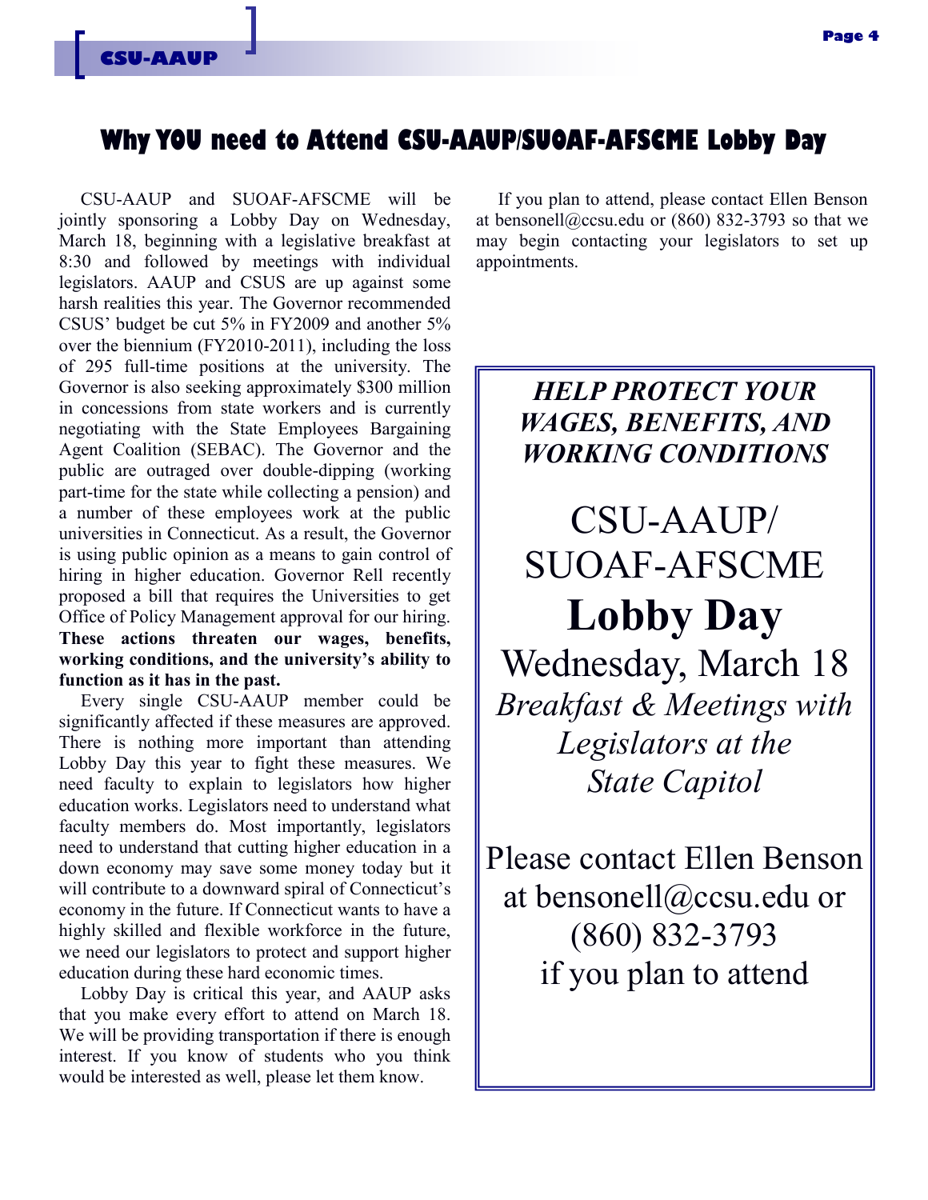## Why YOU need to Attend CSU-AAUP/SUOAF-AFSCME Lobby Day

CSU-AAUP and SUOAF-AFSCME will be jointly sponsoring a Lobby Day on Wednesday, March 18, beginning with a legislative breakfast at 8:30 and followed by meetings with individual legislators. AAUP and CSUS are up against some harsh realities this year. The Governor recommended CSUS' budget be cut 5% in FY2009 and another 5% over the biennium (FY2010-2011), including the loss of 295 full-time positions at the university. The Governor is also seeking approximately $300 million in concessions from state workers and is currently negotiating with the State Employees Bargaining Agent Coalition (SEBAC). The Governor and the public are outraged over double-dipping (working part-time for the state while collecting a pension) and a number of these employees work at the public universities in Connecticut. As a result, the Governor is using public opinion as a means to gain control of hiring in higher education. Governor Rell recently proposed a bill that requires the Universities to get Office of Policy Management approval for our hiring. **These actions threaten our wages, benefits, working conditions, and the university's ability to function as it has in the past.**

Every single CSU-AAUP member could be significantly affected if these measures are approved. There is nothing more important than attending Lobby Day this year to fight these measures. We need faculty to explain to legislators how higher education works. Legislators need to understand what faculty members do. Most importantly, legislators need to understand that cutting higher education in a down economy may save some money today but it will contribute to a downward spiral of Connecticut's economy in the future. If Connecticut wants to have a highly skilled and flexible workforce in the future, we need our legislators to protect and support higher education during these hard economic times.

Lobby Day is critical this year, and AAUP asks that you make every effort to attend on March 18. We will be providing transportation if there is enough interest. If you know of students who you think would be interested as well, please let them know.

If you plan to attend, please contact Ellen Benson at bensonell@ccsu.edu or (860) 832-3793 so that we may begin contacting your legislators to set up appointments.

***HELP PROTECT YOUR WAGES, BENEFITS, AND WORKING CONDITIONS***

CSU-AAUP/
SUOAF-AFSCME

**Lobby Day**

Wednesday, March 18

*Breakfast & Meetings with Legislators at the State Capitol*

Please contact Ellen Benson at bensonell@ccsu.edu or (860) 832-3793 if you plan to attend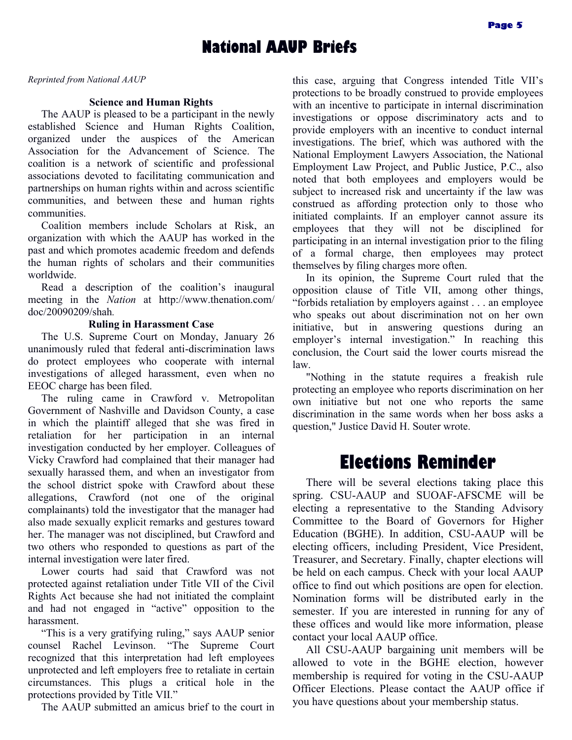# National AAUP Briefs

*Reprinted from National AAUP*

### Science and Human Rights

The AAUP is pleased to be a participant in the newly established Science and Human Rights Coalition, organized under the auspices of the American Association for the Advancement of Science. The coalition is a network of scientific and professional associations devoted to facilitating communication and partnerships on human rights within and across scientific communities, and between these and human rights communities.

Coalition members include Scholars at Risk, an organization with which the AAUP has worked in the past and which promotes academic freedom and defends the human rights of scholars and their communities worldwide.

Read a description of the coalition's inaugural meeting in the *Nation* at http://www.thenation.com/doc/20090209/shah.

### Ruling in Harassment Case

The U.S. Supreme Court on Monday, January 26 unanimously ruled that federal anti-discrimination laws do protect employees who cooperate with internal investigations of alleged harassment, even when no EEOC charge has been filed.

The ruling came in Crawford v. Metropolitan Government of Nashville and Davidson County, a case in which the plaintiff alleged that she was fired in retaliation for her participation in an internal investigation conducted by her employer. Colleagues of Vicky Crawford had complained that their manager had sexually harassed them, and when an investigator from the school district spoke with Crawford about these allegations, Crawford (not one of the original complainants) told the investigator that the manager had also made sexually explicit remarks and gestures toward her. The manager was not disciplined, but Crawford and two others who responded to questions as part of the internal investigation were later fired.

Lower courts had said that Crawford was not protected against retaliation under Title VII of the Civil Rights Act because she had not initiated the complaint and had not engaged in "active" opposition to the harassment.

"This is a very gratifying ruling," says AAUP senior counsel Rachel Levinson. "The Supreme Court recognized that this interpretation had left employees unprotected and left employers free to retaliate in certain circumstances. This plugs a critical hole in the protections provided by Title VII."

The AAUP submitted an amicus brief to the court in this case, arguing that Congress intended Title VII's protections to be broadly construed to provide employees with an incentive to participate in internal discrimination investigations or oppose discriminatory acts and to provide employers with an incentive to conduct internal investigations. The brief, which was authored with the National Employment Lawyers Association, the National Employment Law Project, and Public Justice, P.C., also noted that both employees and employers would be subject to increased risk and uncertainty if the law was construed as affording protection only to those who initiated complaints. If an employer cannot assure its employees that they will not be disciplined for participating in an internal investigation prior to the filing of a formal charge, then employees may protect themselves by filing charges more often.

In its opinion, the Supreme Court ruled that the opposition clause of Title VII, among other things, "forbids retaliation by employers against . . . an employee who speaks out about discrimination not on her own initiative, but in answering questions during an employer's internal investigation." In reaching this conclusion, the Court said the lower courts misread the law.

"Nothing in the statute requires a freakish rule protecting an employee who reports discrimination on her own initiative but not one who reports the same discrimination in the same words when her boss asks a question," Justice David H. Souter wrote.

# Elections Reminder

There will be several elections taking place this spring. CSU-AAUP and SUOAF-AFSCME will be electing a representative to the Standing Advisory Committee to the Board of Governors for Higher Education (BGHE). In addition, CSU-AAUP will be electing officers, including President, Vice President, Treasurer, and Secretary. Finally, chapter elections will be held on each campus. Check with your local AAUP office to find out which positions are open for election. Nomination forms will be distributed early in the semester. If you are interested in running for any of these offices and would like more information, please contact your local AAUP office.

All CSU-AAUP bargaining unit members will be allowed to vote in the BGHE election, however membership is required for voting in the CSU-AAUP Officer Elections. Please contact the AAUP office if you have questions about your membership status.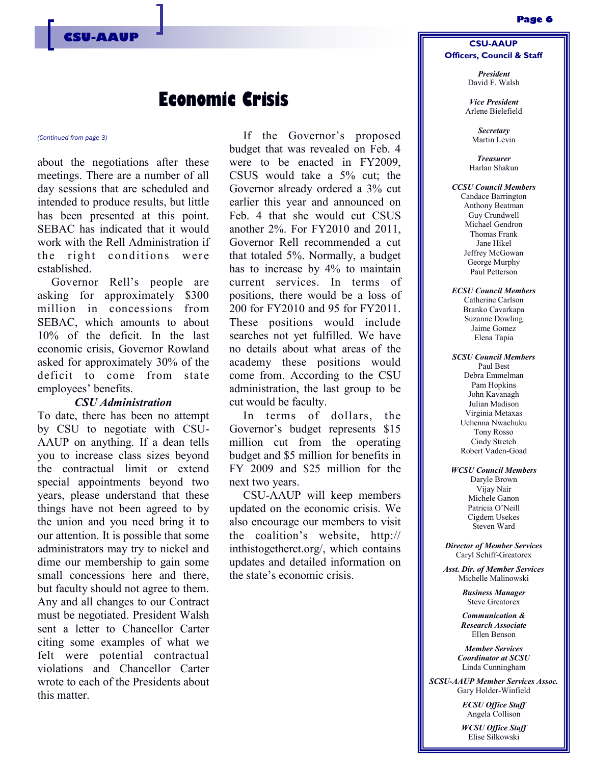# Economic Crisis

*(Continued from page 3)*

about the negotiations after these meetings. There are a number of all day sessions that are scheduled and intended to produce results, but little has been presented at this point. SEBAC has indicated that it would work with the Rell Administration if the right conditions were established.

Governor Rell's people are asking for approximately $300 million in concessions from SEBAC, which amounts to about 10% of the deficit. In the last economic crisis, Governor Rowland asked for approximately 30% of the deficit to come from state employees' benefits.

### *CSU Administration*

To date, there has been no attempt by CSU to negotiate with CSU-AAUP on anything. If a dean tells you to increase class sizes beyond the contractual limit or extend special appointments beyond two years, please understand that these things have not been agreed to by the union and you need bring it to our attention. It is possible that some administrators may try to nickel and dime our membership to gain some small concessions here and there, but faculty should not agree to them. Any and all changes to our Contract must be negotiated. President Walsh sent a letter to Chancellor Carter citing some examples of what we felt were potential contractual violations and Chancellor Carter wrote to each of the Presidents about this matter.

If the Governor's proposed budget that was revealed on Feb. 4 were to be enacted in FY2009, CSUS would take a 5% cut; the Governor already ordered a 3% cut earlier this year and announced on Feb. 4 that she would cut CSUS another 2%. For FY2010 and 2011, Governor Rell recommended a cut that totaled 5%. Normally, a budget has to increase by 4% to maintain current services. In terms of positions, there would be a loss of 200 for FY2010 and 95 for FY2011. These positions would include searches not yet fulfilled. We have no details about what areas of the academy these positions would come from. According to the CSU administration, the last group to be cut would be faculty.

In terms of dollars, the Governor's budget represents $15 million cut from the operating budget and $5 million for benefits in FY 2009 and $25 million for the next two years.

CSU-AAUP will keep members updated on the economic crisis. We also encourage our members to visit the coalition's website, http://inthistogetherct.org/, which contains updates and detailed information on the state's economic crisis.

---

**CSU-AAUP**
**Officers, Council & Staff**

***President***
David F. Walsh

***Vice President***
Arlene Bielefield

***Secretary***
Martin Levin

***Treasurer***
Harlan Shakun

***CCSU Council Members***
Candace Barrington
Anthony Beatman
Guy Crundwell
Michael Gendron
Thomas Frank
Jane Hikel
Jeffrey McGowan
George Murphy
Paul Petterson

***ECSU Council Members***
Catherine Carlson
Branko Cavarkapa
Suzanne Dowling
Jaime Gomez
Elena Tapia

***SCSU Council Members***
Paul Best
Debra Emmelman
Pam Hopkins
John Kavanagh
Julian Madison
Virginia Metaxas
Uchenna Nwachuku
Tony Rosso
Cindy Stretch
Robert Vaden-Goad

***WCSU Council Members***
Daryle Brown
Vijay Nair
Michele Ganon
Patricia O'Neill
Cigdem Usekes
Steven Ward

***Director of Member Services***
Caryl Schiff-Greatorex

***Asst. Dir. of Member Services***
Michelle Malinowski

***Business Manager***
Steve Greatorex

***Communication & Research Associate***
Ellen Benson

***Member Services Coordinator at SCSU***
Linda Cunningham

***SCSU-AAUP Member Services Assoc.***
Gary Holder-Winfield

***ECSU Office Staff***
Angela Collison

***WCSU Office Staff***
Elise Silkowski